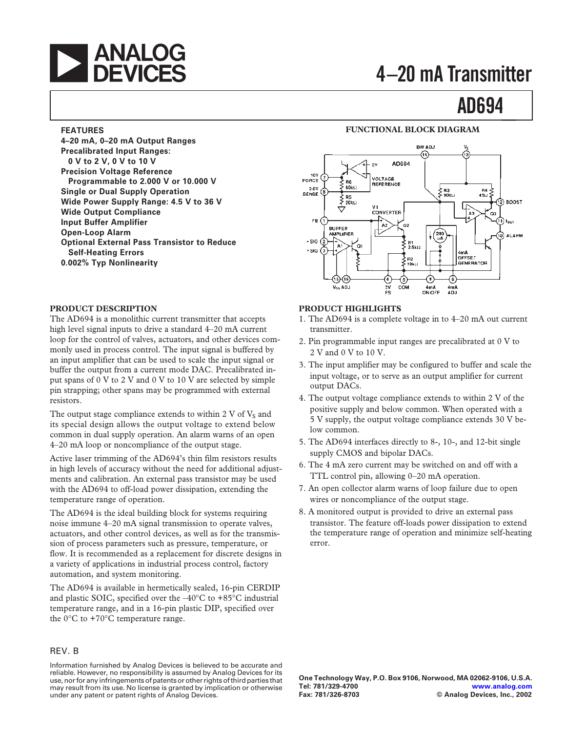# 4–20 mA Transmitter

# AD694

**FEATURES**

**4–20 mA, 0–20 mA Output Ranges**
**Precalibrated Input Ranges:**
**0 V to 2 V, 0 V to 10 V**
**Precision Voltage Reference**
**Programmable to 2.000 V or 10.000 V**
**Single or Dual Supply Operation**
**Wide Power Supply Range: 4.5 V to 36 V**
**Wide Output Compliance**
**Input Buffer Amplifier**
**Open-Loop Alarm**
**Optional External Pass Transistor to Reduce Self-Heating Errors**
**0.002% Typ Nonlinearity**

**FUNCTIONAL BLOCK DIAGRAM**

## PRODUCT DESCRIPTION

The AD694 is a monolithic current transmitter that accepts high level signal inputs to drive a standard 4–20 mA current loop for the control of valves, actuators, and other devices commonly used in process control. The input signal is buffered by an input amplifier that can be used to scale the input signal or buffer the output from a current mode DAC. Precalibrated input spans of 0 V to 2 V and 0 V to 10 V are selected by simple pin strapping; other spans may be programmed with external resistors.

The output stage compliance extends to within 2 V of $V_S$ and its special design allows the output voltage to extend below common in dual supply operation. An alarm warns of an open 4–20 mA loop or noncompliance of the output stage.

Active laser trimming of the AD694's thin film resistors results in high levels of accuracy without the need for additional adjustments and calibration. An external pass transistor may be used with the AD694 to off-load power dissipation, extending the temperature range of operation.

The AD694 is the ideal building block for systems requiring noise immune 4–20 mA signal transmission to operate valves, actuators, and other control devices, as well as for the transmission of process parameters such as pressure, temperature, or flow. It is recommended as a replacement for discrete designs in a variety of applications in industrial process control, factory automation, and system monitoring.

The AD694 is available in hermetically sealed, 16-pin CERDIP and plastic SOIC, specified over the –40°C to +85°C industrial temperature range, and in a 16-pin plastic DIP, specified over the 0°C to +70°C temperature range.

## PRODUCT HIGHLIGHTS

1. The AD694 is a complete voltage in to 4–20 mA out current transmitter.
2. Pin programmable input ranges are precalibrated at 0 V to 2 V and 0 V to 10 V.
3. The input amplifier may be configured to buffer and scale the input voltage, or to serve as an output amplifier for current output DACs.
4. The output voltage compliance extends to within 2 V of the positive supply and below common. When operated with a 5 V supply, the output voltage compliance extends 30 V below common.
5. The AD694 interfaces directly to 8-, 10-, and 12-bit single supply CMOS and bipolar DACs.
6. The 4 mA zero current may be switched on and off with a TTL control pin, allowing 0–20 mA operation.
7. An open collector alarm warns of loop failure due to open wires or noncompliance of the output stage.
8. A monitored output is provided to drive an external pass transistor. The feature off-loads power dissipation to extend the temperature range of operation and minimize self-heating error.

REV. B

Information furnished by Analog Devices is believed to be accurate and reliable. However, no responsibility is assumed by Analog Devices for its use, nor for any infringements of patents or other rights of third parties that may result from its use. No license is granted by implication or otherwise under any patent or patent rights of Analog Devices.

One Technology Way, P.O. Box 9106, Norwood, MA 02062-9106, U.S.A.
Tel: 781/329-4700 www.analog.com
Fax: 781/326-8703 © Analog Devices, Inc., 2002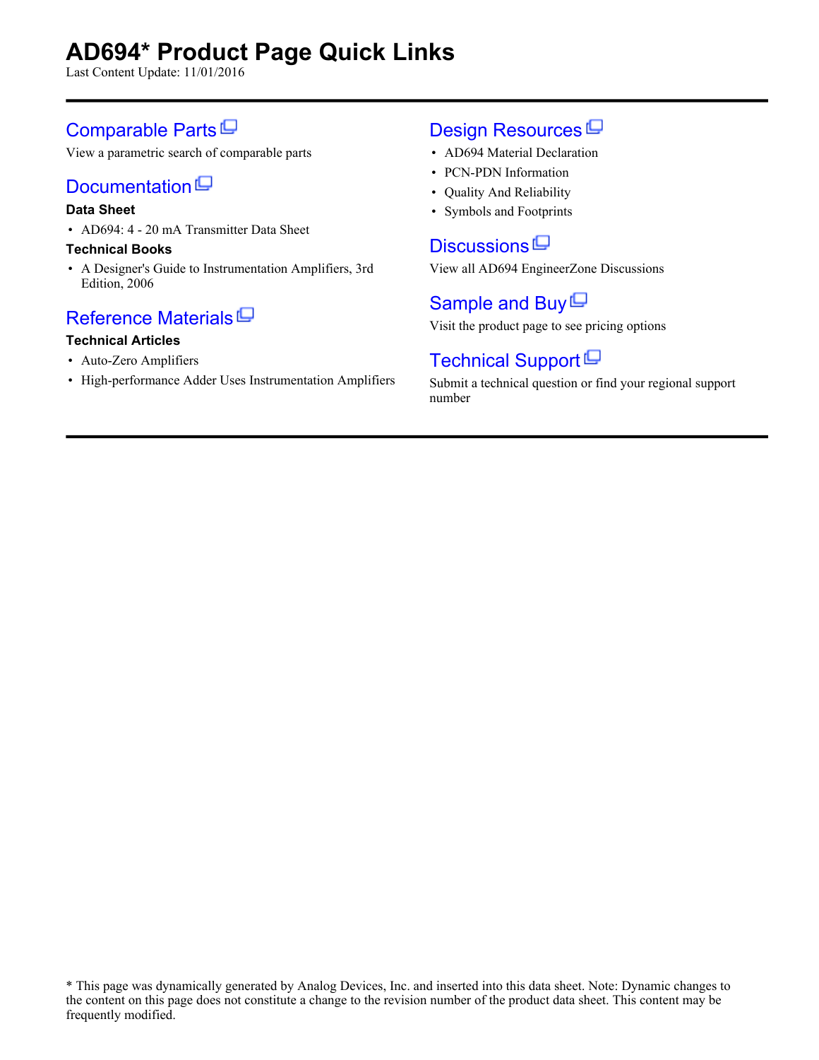# AD694* Product Page Quick Links

Last Content Update: 11/01/2016

## Comparable Parts

View a parametric search of comparable parts

## Documentation

**Data Sheet**

- AD694: 4 - 20 mA Transmitter Data Sheet

**Technical Books**

- A Designer's Guide to Instrumentation Amplifiers, 3rd Edition, 2006

## Reference Materials

**Technical Articles**

- Auto-Zero Amplifiers
- High-performance Adder Uses Instrumentation Amplifiers

## Design Resources

- AD694 Material Declaration
- PCN-PDN Information
- Quality And Reliability
- Symbols and Footprints

## Discussions

View all AD694 EngineerZone Discussions

## Sample and Buy

Visit the product page to see pricing options

## Technical Support

Submit a technical question or find your regional support number

* This page was dynamically generated by Analog Devices, Inc. and inserted into this data sheet. Note: Dynamic changes to the content on this page does not constitute a change to the revision number of the product data sheet. This content may be frequently modified.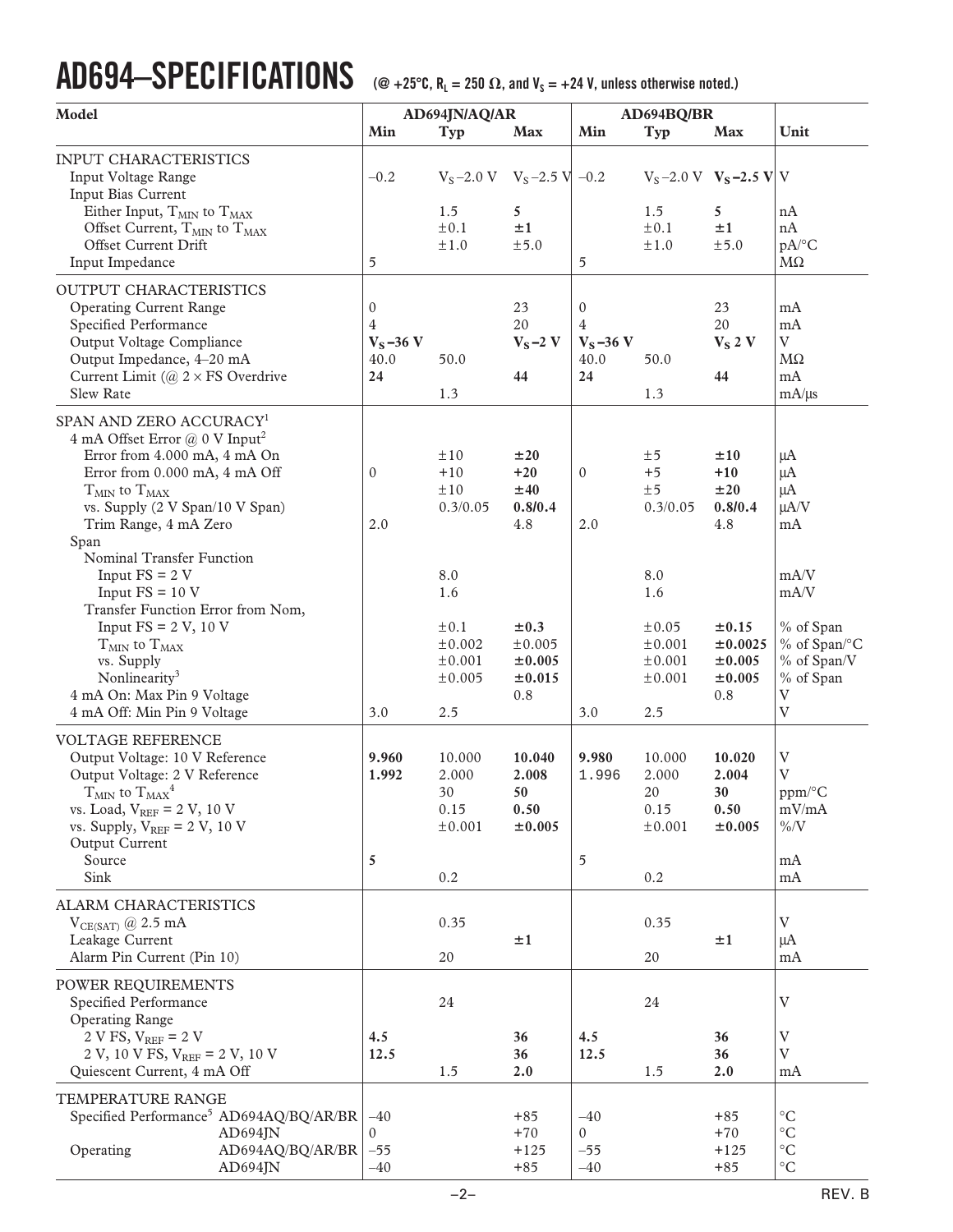# AD694–SPECIFICATIONS

(@ +25°C, $R_L$ = 250 Ω, and $V_S$ = +24 V, unless otherwise noted.)

| Model | AD694JN/AQ/AR | | | AD694BQ/BR | | | Unit |
|---|---|---|---|---|---|---|---|
| | **Min** | **Typ** | **Max** | **Min** | **Typ** | **Max** | |
| **INPUT CHARACTERISTICS** | | | | | | | |
| Input Voltage Range | –0.2 | $V_S$ –2.0 V | $V_S$ –2.5 V | –0.2 | $V_S$ –2.0 V | **$V_S$ –2.5 V** | V |
| Input Bias Current | | | | | | | |
| Either Input, $T_{MIN}$ to $T_{MAX}$ | | 1.5 | **5** | | 1.5 | **5** | nA |
| Offset Current, $T_{MIN}$ to $T_{MAX}$ | | ±0.1 | **±1** | | ±0.1 | **±1** | nA |
| Offset Current Drift | | ±1.0 | ±5.0 | | ±1.0 | ±5.0 | pA/°C |
| Input Impedance | 5 | | | 5 | | | MΩ |
| **OUTPUT CHARACTERISTICS** | | | | | | | |
| Operating Current Range | 0 | | 23 | 0 | | 23 | mA |
| Specified Performance | 4 | | 20 | 4 | | 20 | mA |
| Output Voltage Compliance | **$V_S$ –36 V** | | **$V_S$ –2 V** | **$V_S$ –36 V** | | **$V_S$ 2 V** | V |
| Output Impedance, 4–20 mA | 40.0 | 50.0 | | 40.0 | 50.0 | | MΩ |
| Current Limit (@ 2 × FS Overdrive | **24** | | **44** | **24** | | **44** | mA |
| Slew Rate | | 1.3 | | | 1.3 | | mA/µs |
| **SPAN AND ZERO ACCURACY**[1] | | | | | | | |
| 4 mA Offset Error @ 0 V Input[2] | | | | | | | |
| Error from 4.000 mA, 4 mA On | | ±10 | **±20** | | ±5 | **±10** | µA |
| Error from 0.000 mA, 4 mA Off | 0 | +10 | **+20** | 0 | +5 | **+10** | µA |
| $T_{MIN}$ to $T_{MAX}$ | | ±10 | **±40** | | ±5 | **±20** | µA |
| vs. Supply (2 V Span/10 V Span) | | 0.3/0.05 | **0.8/0.4** | | 0.3/0.05 | **0.8/0.4** | µA/V |
| Trim Range, 4 mA Zero | 2.0 | | 4.8 | 2.0 | | 4.8 | mA |
| Span | | | | | | | |
| Nominal Transfer Function | | | | | | | |
| Input FS = 2 V | | 8.0 | | | 8.0 | | mA/V |
| Input FS = 10 V | | 1.6 | | | 1.6 | | mA/V |
| Transfer Function Error from Nom, | | | | | | | |
| Input FS = 2 V, 10 V | | ±0.1 | **±0.3** | | ±0.05 | **±0.15** | % of Span |
| $T_{MIN}$ to $T_{MAX}$ | | ±0.002 | ±0.005 | | ±0.001 | **±0.0025** | % of Span/°C |
| vs. Supply | | ±0.001 | **±0.005** | | ±0.001 | **±0.005** | % of Span/V |
| Nonlinearity[3] | | ±0.005 | **±0.015** | | ±0.001 | **±0.005** | % of Span |
| 4 mA On: Max Pin 9 Voltage | | | 0.8 | | | 0.8 | V |
| 4 mA Off: Min Pin 9 Voltage | 3.0 | 2.5 | | 3.0 | 2.5 | | V |
| **VOLTAGE REFERENCE** | | | | | | | |
| Output Voltage: 10 V Reference | **9.960** | 10.000 | **10.040** | **9.980** | 10.000 | **10.020** | V |
| Output Voltage: 2 V Reference | **1.992** | 2.000 | **2.008** | 1.996 | 2.000 | **2.004** | V |
| $T_{MIN}$ to $T_{MAX}$[4] | | 30 | **50** | | 20 | **30** | ppm/°C |
| vs. Load, $V_{REF}$ = 2 V, 10 V | | 0.15 | **0.50** | | 0.15 | **0.50** | mV/mA |
| vs. Supply, $V_{REF}$ = 2 V, 10 V | | ±0.001 | **±0.005** | | ±0.001 | **±0.005** | %/V |
| Output Current | | | | | | | |
| Source | **5** | | | 5 | | | mA |
| Sink | | 0.2 | | | 0.2 | | mA |
| **ALARM CHARACTERISTICS** | | | | | | | |
| $V_{CE(SAT)}$ @ 2.5 mA | | 0.35 | | | 0.35 | | V |
| Leakage Current | | | **±1** | | | **±1** | µA |
| Alarm Pin Current (Pin 10) | | 20 | | | 20 | | mA |
| **POWER REQUIREMENTS** | | | | | | | |
| Specified Performance | | 24 | | | 24 | | V |
| Operating Range | | | | | | | |
| 2 V FS, $V_{REF}$ = 2 V | **4.5** | | **36** | **4.5** | | **36** | V |
| 2 V, 10 V FS, $V_{REF}$ = 2 V, 10 V | **12.5** | | **36** | **12.5** | | **36** | V |
| Quiescent Current, 4 mA Off | | 1.5 | **2.0** | | 1.5 | **2.0** | mA |
| **TEMPERATURE RANGE** | | | | | | | |
| Specified Performance[5] AD694AQ/BQ/AR/BR | –40 | | +85 | –40 | | +85 | °C |
| AD694JN | 0 | | +70 | 0 | | +70 | °C |
| Operating AD694AQ/BQ/AR/BR | –55 | | +125 | –55 | | +125 | °C |
| AD694JN | –40 | | +85 | –40 | | +85 | °C |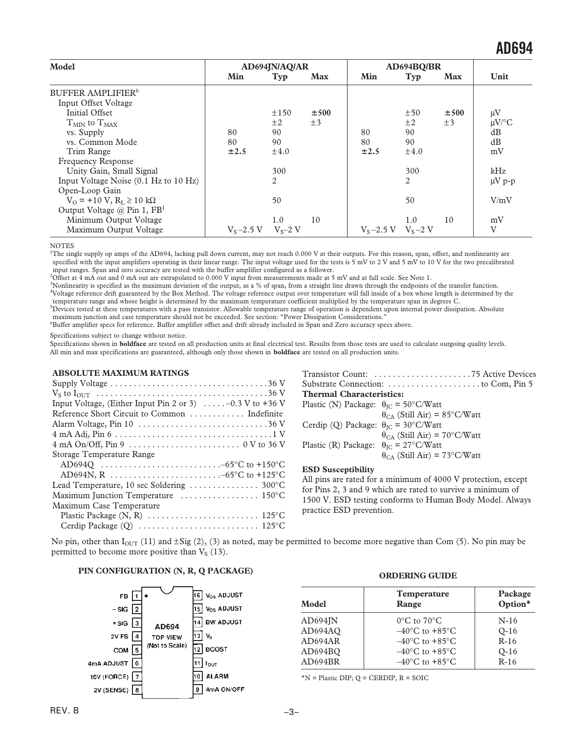| Model | AD694JN/AQ/AR | | | AD694BQ/BR | | | |
|---|---|---|---|---|---|---|---|
| | Min | Typ | Max | Min | Typ | Max | Unit |
| BUFFER AMPLIFIER[6] | | | | | | | |
| Input Offset Voltage | | | | | | | |
| Initial Offset | | ±150 | **±500** | | ±50 | **±500** | μV |
| $T_{MIN}$ to $T_{MAX}$ | | ±2 | ±3 | | ±2 | ±3 | μV/°C |
| vs. Supply | 80 | 90 | | 80 | 90 | | dB |
| vs. Common Mode | 80 | 90 | | 80 | 90 | | dB |
| Trim Range | **±2.5** | ±4.0 | | **±2.5** | ±4.0 | | mV |
| Frequency Response | | | | | | | |
| Unity Gain, Small Signal | | 300 | | | 300 | | kHz |
| Input Voltage Noise (0.1 Hz to 10 Hz) | | 2 | | | 2 | | μV p-p |
| Open-Loop Gain | | | | | | | |
| $V_O$ = +10 V, $R_L \geq 10$ kΩ | | 50 | | | 50 | | V/mV |
| Output Voltage @ Pin 1, FB[1] | | | | | | | |
| Minimum Output Voltage | | 1.0 | 10 | | 1.0 | 10 | mV |
| Maximum Output Voltage | $V_S$ –2.5 V | $V_S$–2 V | | $V_S$ –2.5 V | $V_S$ –2 V | | V |

NOTES

[1]The single supply op amps of the AD694, lacking pull down current, may not reach 0.000 V at their outputs. For this reason, span, offset, and nonlinearity are specified with the input amplifiers operating in their linear range. The input voltage used for the tests is 5 mV to 2 V and 5 mV to 10 V for the two precalibrated input ranges. Span and zero accuracy are tested with the buffer amplifier configured as a follower.

[2]Offset at 4 mA out and 0 mA out are extrapolated to 0.000 V input from measurements made at 5 mV and at full scale. See Note 1.

[3]Nonlinearity is specified as the maximum deviation of the output, as a % of span, from a straight line drawn through the endpoints of the transfer function.

[4]Voltage reference drift guaranteed by the Box Method. The voltage reference output over temperature will fall inside of a box whose length is determined by the temperature range and whose height is determined by the maximum temperature coefficient multiplied by the temperature span in degrees C.

[5]Devices tested at these temperatures with a pass transistor. Allowable temperature range of operation is dependent upon internal power dissipation. Absolute maximum junction and case temperature should not be exceeded. See section: "Power Dissipation Considerations."

[6]Buffer amplifier specs for reference. Buffer amplifier offset and drift already included in Span and Zero accuracy specs above.

Specifications subject to change without notice.

Specifications shown in **boldface** are tested on all production units at final electrical test. Results from those tests are used to calculate outgoing quality levels. All min and max specifications are guaranteed, although only those shown in **boldface** are tested on all production units.

## ABSOLUTE MAXIMUM RATINGS

Supply Voltage . . . . . . . . . . . . . . . . . . . . . . . . . . . . . . . . . 36 V
$V_S$ to $I_{OUT}$ . . . . . . . . . . . . . . . . . . . . . . . . . . . . . . . . . . . 36 V
Input Voltage, (Either Input Pin 2 or 3) . . . . . –0.3 V to +36 V
Reference Short Circuit to Common . . . . . . . . . . . Indefinite
Alarm Voltage, Pin 10 . . . . . . . . . . . . . . . . . . . . . . . . . . . 36 V
4 mA Adj, Pin 6 . . . . . . . . . . . . . . . . . . . . . . . . . . . . . . . . . 1 V
4 mA On/Off, Pin 9 . . . . . . . . . . . . . . . . . . . . . . . 0 V to 36 V
Storage Temperature Range
  AD694Q . . . . . . . . . . . . . . . . . . . . . . . . . –65°C to +150°C
  AD694N, R . . . . . . . . . . . . . . . . . . . . . . . –65°C to +125°C
Lead Temperature, 10 sec Soldering . . . . . . . . . . . . . . . 300°C
Maximum Junction Temperature . . . . . . . . . . . . . . . . 150°C
Maximum Case Temperature
  Plastic Package (N, R) . . . . . . . . . . . . . . . . . . . . . . . 125°C
  Cerdip Package (Q) . . . . . . . . . . . . . . . . . . . . . . . . . 125°C

Transistor Count: . . . . . . . . . . . . . . . . . . . . . 75 Active Devices
Substrate Connection: . . . . . . . . . . . . . . . . . . . . to Com, Pin 5

**Thermal Characteristics:**

Plastic (N) Package: $\theta_{JC}$ = 50°C/Watt
  $\theta_{CA}$ (Still Air) = 85°C/Watt
Cerdip (Q) Package: $\theta_{JC}$ = 30°C/Watt
  $\theta_{CA}$ (Still Air) = 70°C/Watt
Plastic (R) Package: $\theta_{JC}$ = 27°C/Watt
  $\theta_{CA}$ (Still Air) = 73°C/Watt

**ESD Susceptibility**

All pins are rated for a minimum of 4000 V protection, except for Pins 2, 3 and 9 which are rated to survive a minimum of 1500 V. ESD testing conforms to Human Body Model. Always practice ESD prevention.

No pin, other than $I_{OUT}$ (11) and ±Sig (2), (3) as noted, may be permitted to become more negative than Com (5). No pin may be permitted to become more positive than $V_S$ (13).

## PIN CONFIGURATION (N, R, Q PACKAGE)

AD694 TOP VIEW (Not to Scale)

| Pin | Name | Pin | Name |
|---|---|---|---|
| 1 | FB | 16 | $V_{OS}$ ADJUST |
| 2 | –SIG | 15 | $V_{OS}$ ADJUST |
| 3 | +SIG | 14 | BW ADJUST |
| 4 | 2V FS | 13 | $V_S$ |
| 5 | COM | 12 | BOOST |
| 6 | 4mA ADJUST | 11 | $I_{OUT}$ |
| 7 | 10V (FORCE) | 10 | ALARM |
| 8 | 2V (SENSE) | 9 | 4mA ON/OFF |

## ORDERING GUIDE

| Model | Temperature Range | Package Option* |
|---|---|---|
| AD694JN | 0°C to 70°C | N-16 |
| AD694AQ | –40°C to +85°C | Q-16 |
| AD694AR | –40°C to +85°C | R-16 |
| AD694BQ | –40°C to +85°C | Q-16 |
| AD694BR | –40°C to +85°C | R-16 |

*N = Plastic DIP; Q = CERDIP, R = SOIC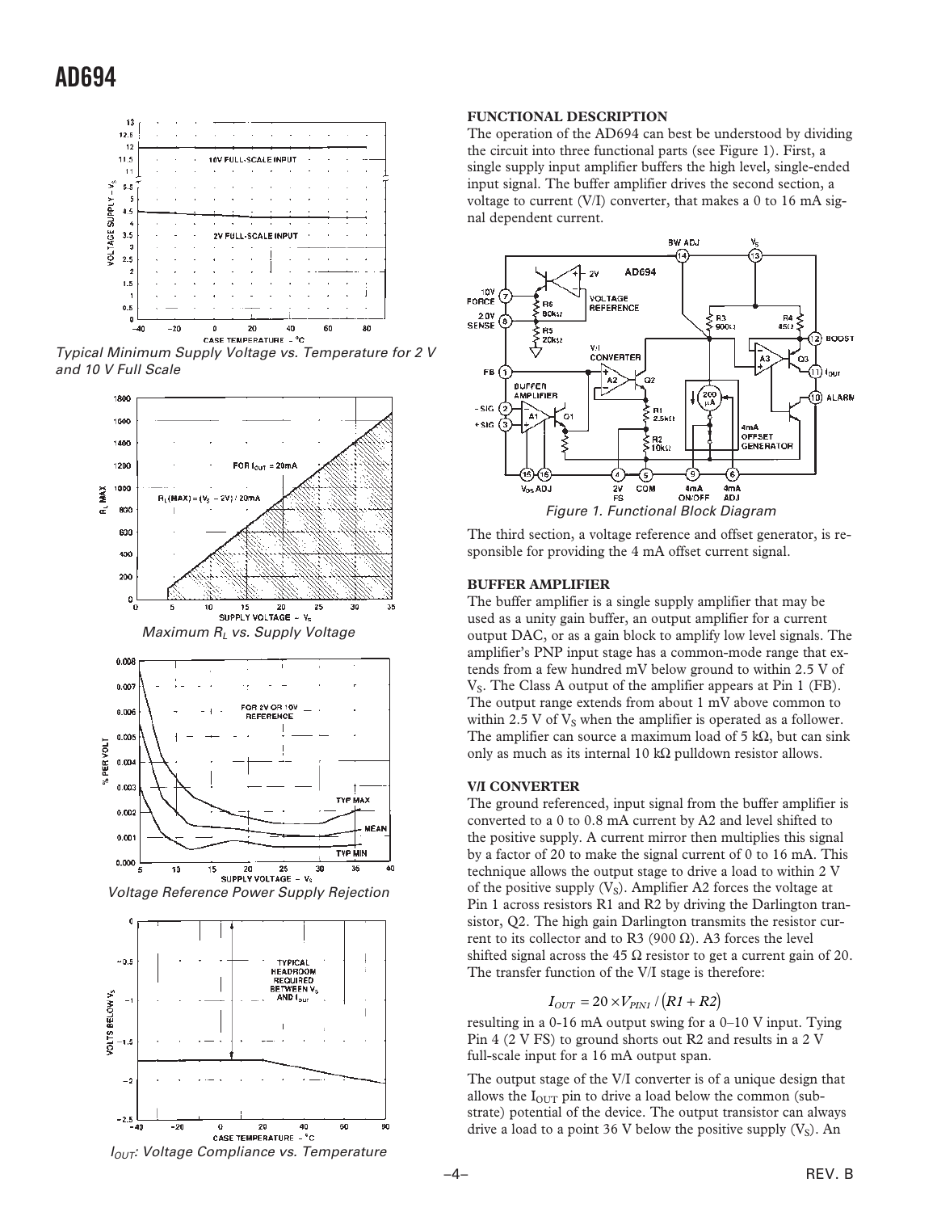*Typical Minimum Supply Voltage vs. Temperature for 2 V and 10 V Full Scale*

*Maximum $R_L$ vs. Supply Voltage*

*Voltage Reference Power Supply Rejection*

*$I_{OUT}$: Voltage Compliance vs. Temperature*

**FUNCTIONAL DESCRIPTION**

The operation of the AD694 can best be understood by dividing the circuit into three functional parts (see Figure 1). First, a single supply input amplifier buffers the high level, single-ended input signal. The buffer amplifier drives the second section, a voltage to current (V/I) converter, that makes a 0 to 16 mA signal dependent current.

*Figure 1. Functional Block Diagram*

The third section, a voltage reference and offset generator, is responsible for providing the 4 mA offset current signal.

**BUFFER AMPLIFIER**

The buffer amplifier is a single supply amplifier that may be used as a unity gain buffer, an output amplifier for a current output DAC, or as a gain block to amplify low level signals. The amplifier's PNP input stage has a common-mode range that extends from a few hundred mV below ground to within 2.5 V of $V_S$. The Class A output of the amplifier appears at Pin 1 (FB). The output range extends from about 1 mV above common to within 2.5 V of $V_S$ when the amplifier is operated as a follower. The amplifier can source a maximum load of 5 kΩ, but can sink only as much as its internal 10 kΩ pulldown resistor allows.

**V/I CONVERTER**

The ground referenced, input signal from the buffer amplifier is converted to a 0 to 0.8 mA current by A2 and level shifted to the positive supply. A current mirror then multiplies this signal by a factor of 20 to make the signal current of 0 to 16 mA. This technique allows the output stage to drive a load to within 2 V of the positive supply ($V_S$). Amplifier A2 forces the voltage at Pin 1 across resistors R1 and R2 by driving the Darlington transistor, Q2. The high gain Darlington transmits the resistor current to its collector and to R3 (900 Ω). A3 forces the level shifted signal across the 45 Ω resistor to get a current gain of 20. The transfer function of the V/I stage is therefore:

$$I_{OUT} = 20 \times V_{PIN1} / (R1 + R2)$$

resulting in a 0-16 mA output swing for a 0–10 V input. Tying Pin 4 (2 V FS) to ground shorts out R2 and results in a 2 V full-scale input for a 16 mA output span.

The output stage of the V/I converter is of a unique design that allows the $I_{OUT}$ pin to drive a load below the common (substrate) potential of the device. The output transistor can always drive a load to a point 36 V below the positive supply ($V_S$). An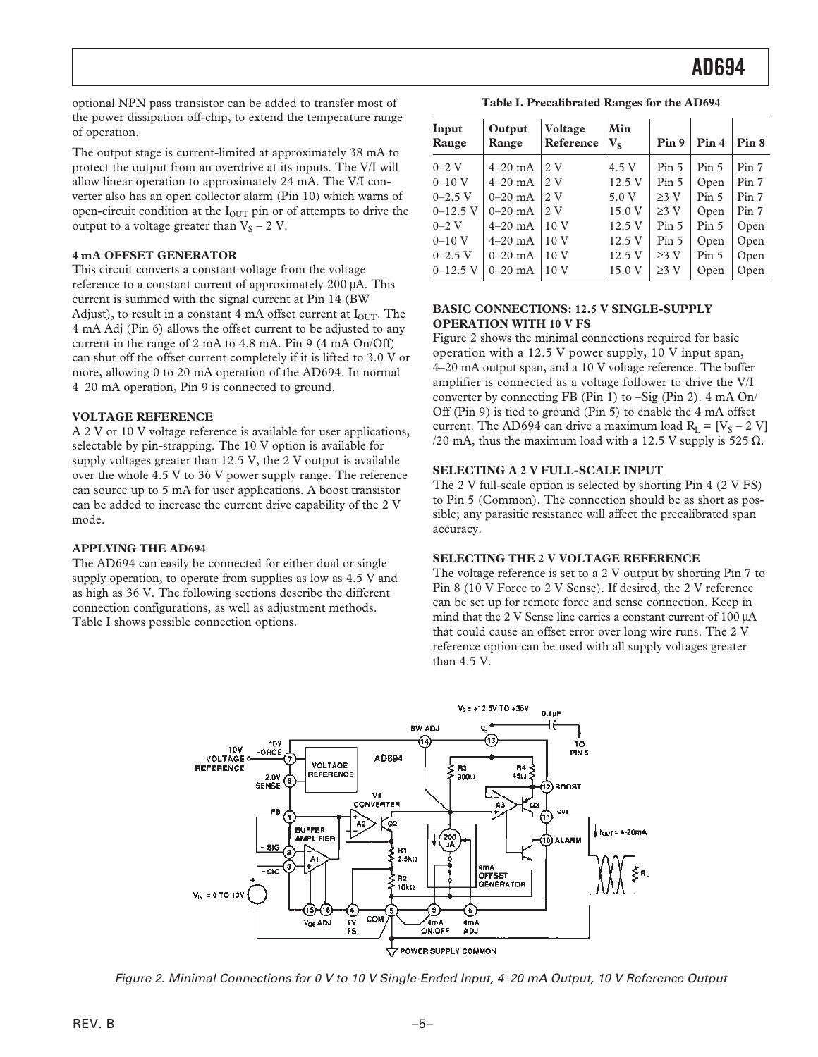optional NPN pass transistor can be added to transfer most of the power dissipation off-chip, to extend the temperature range of operation.

The output stage is current-limited at approximately 38 mA to protect the output from an overdrive at its inputs. The V/I will allow linear operation to approximately 24 mA. The V/I converter also has an open collector alarm (Pin 10) which warns of open-circuit condition at the $I_{OUT}$ pin or of attempts to drive the output to a voltage greater than $V_S$ – 2 V.

**4 mA OFFSET GENERATOR**

This circuit converts a constant voltage from the voltage reference to a constant current of approximately 200 µA. This current is summed with the signal current at Pin 14 (BW Adjust), to result in a constant 4 mA offset current at $I_{OUT}$. The 4 mA Adj (Pin 6) allows the offset current to be adjusted to any current in the range of 2 mA to 4.8 mA. Pin 9 (4 mA On/Off) can shut off the offset current completely if it is lifted to 3.0 V or more, allowing 0 to 20 mA operation of the AD694. In normal 4–20 mA operation, Pin 9 is connected to ground.

**VOLTAGE REFERENCE**

A 2 V or 10 V voltage reference is available for user applications, selectable by pin-strapping. The 10 V option is available for supply voltages greater than 12.5 V, the 2 V output is available over the whole 4.5 V to 36 V power supply range. The reference can source up to 5 mA for user applications. A boost transistor can be added to increase the current drive capability of the 2 V mode.

**APPLYING THE AD694**

The AD694 can easily be connected for either dual or single supply operation, to operate from supplies as low as 4.5 V and as high as 36 V. The following sections describe the different connection configurations, as well as adjustment methods. Table I shows possible connection options.

**Table I. Precalibrated Ranges for the AD694**

| Input Range | Output Range | Voltage Reference | Min $V_S$ | Pin 9 | Pin 4 | Pin 8 |
|---|---|---|---|---|---|---|
| 0–2 V | 4–20 mA | 2 V | 4.5 V | Pin 5 | Pin 5 | Pin 7 |
| 0–10 V | 4–20 mA | 2 V | 12.5 V | Pin 5 | Open | Pin 7 |
| 0–2.5 V | 0–20 mA | 2 V | 5.0 V | ≥3 V | Pin 5 | Pin 7 |
| 0–12.5 V | 0–20 mA | 2 V | 15.0 V | ≥3 V | Open | Pin 7 |
| 0–2 V | 4–20 mA | 10 V | 12.5 V | Pin 5 | Pin 5 | Open |
| 0–10 V | 4–20 mA | 10 V | 12.5 V | Pin 5 | Open | Open |
| 0–2.5 V | 0–20 mA | 10 V | 12.5 V | ≥3 V | Pin 5 | Open |
| 0–12.5 V | 0–20 mA | 10 V | 15.0 V | ≥3 V | Open | Open |

**BASIC CONNECTIONS: 12.5 V SINGLE-SUPPLY OPERATION WITH 10 V FS**

Figure 2 shows the minimal connections required for basic operation with a 12.5 V power supply, 10 V input span, 4–20 mA output span, and a 10 V voltage reference. The buffer amplifier is connected as a voltage follower to drive the V/I converter by connecting FB (Pin 1) to –Sig (Pin 2). 4 mA On/Off (Pin 9) is tied to ground (Pin 5) to enable the 4 mA offset current. The AD694 can drive a maximum load $R_L = [V_S – 2\ V]/20\ mA$, thus the maximum load with a 12.5 V supply is 525 Ω.

**SELECTING A 2 V FULL-SCALE INPUT**

The 2 V full-scale option is selected by shorting Pin 4 (2 V FS) to Pin 5 (Common). The connection should be as short as possible; any parasitic resistance will affect the precalibrated span accuracy.

**SELECTING THE 2 V VOLTAGE REFERENCE**

The voltage reference is set to a 2 V output by shorting Pin 7 to Pin 8 (10 V Force to 2 V Sense). If desired, the 2 V reference can be set up for remote force and sense connection. Keep in mind that the 2 V Sense line carries a constant current of 100 µA that could cause an offset error over long wire runs. The 2 V reference option can be used with all supply voltages greater than 4.5 V.

*Figure 2. Minimal Connections for 0 V to 10 V Single-Ended Input, 4–20 mA Output, 10 V Reference Output*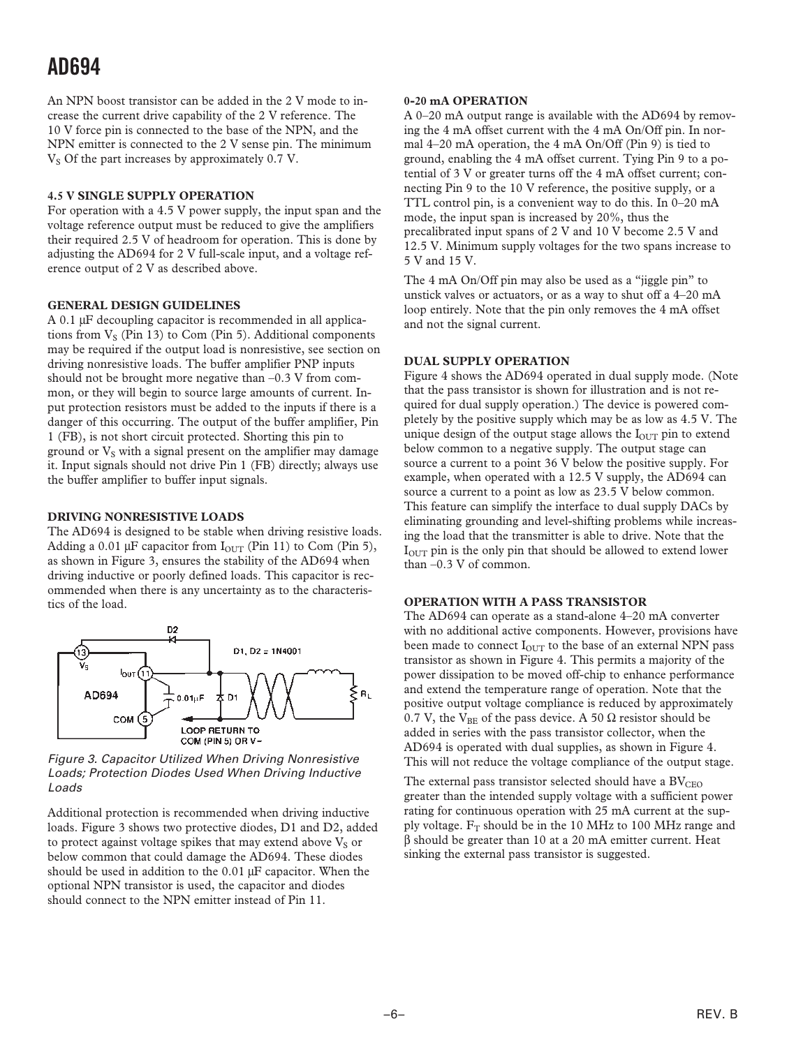An NPN boost transistor can be added in the 2 V mode to increase the current drive capability of the 2 V reference. The 10 V force pin is connected to the base of the NPN, and the NPN emitter is connected to the 2 V sense pin. The minimum $V_S$ Of the part increases by approximately 0.7 V.

### 4.5 V SINGLE SUPPLY OPERATION

For operation with a 4.5 V power supply, the input span and the voltage reference output must be reduced to give the amplifiers their required 2.5 V of headroom for operation. This is done by adjusting the AD694 for 2 V full-scale input, and a voltage reference output of 2 V as described above.

### GENERAL DESIGN GUIDELINES

A 0.1 µF decoupling capacitor is recommended in all applications from $V_S$ (Pin 13) to Com (Pin 5). Additional components may be required if the output load is nonresistive, see section on driving nonresistive loads. The buffer amplifier PNP inputs should not be brought more negative than –0.3 V from common, or they will begin to source large amounts of current. Input protection resistors must be added to the inputs if there is a danger of this occurring. The output of the buffer amplifier, Pin 1 (FB), is not short circuit protected. Shorting this pin to ground or $V_S$ with a signal present on the amplifier may damage it. Input signals should not drive Pin 1 (FB) directly; always use the buffer amplifier to buffer input signals.

### DRIVING NONRESISTIVE LOADS

The AD694 is designed to be stable when driving resistive loads. Adding a 0.01 µF capacitor from $I_{OUT}$ (Pin 11) to Com (Pin 5), as shown in Figure 3, ensures the stability of the AD694 when driving inductive or poorly defined loads. This capacitor is recommended when there is any uncertainty as to the characteristics of the load.

*Figure 3. Capacitor Utilized When Driving Nonresistive Loads; Protection Diodes Used When Driving Inductive Loads*

Additional protection is recommended when driving inductive loads. Figure 3 shows two protective diodes, D1 and D2, added to protect against voltage spikes that may extend above $V_S$ or below common that could damage the AD694. These diodes should be used in addition to the 0.01 µF capacitor. When the optional NPN transistor is used, the capacitor and diodes should connect to the NPN emitter instead of Pin 11.

### 0-20 mA OPERATION

A 0–20 mA output range is available with the AD694 by removing the 4 mA offset current with the 4 mA On/Off pin. In normal 4–20 mA operation, the 4 mA On/Off (Pin 9) is tied to ground, enabling the 4 mA offset current. Tying Pin 9 to a potential of 3 V or greater turns off the 4 mA offset current; connecting Pin 9 to the 10 V reference, the positive supply, or a TTL control pin, is a convenient way to do this. In 0–20 mA mode, the input span is increased by 20%, thus the precalibrated input spans of 2 V and 10 V become 2.5 V and 12.5 V. Minimum supply voltages for the two spans increase to 5 V and 15 V.

The 4 mA On/Off pin may also be used as a "jiggle pin" to unstick valves or actuators, or as a way to shut off a 4–20 mA loop entirely. Note that the pin only removes the 4 mA offset and not the signal current.

### DUAL SUPPLY OPERATION

Figure 4 shows the AD694 operated in dual supply mode. (Note that the pass transistor is shown for illustration and is not required for dual supply operation.) The device is powered completely by the positive supply which may be as low as 4.5 V. The unique design of the output stage allows the $I_{OUT}$ pin to extend below common to a negative supply. The output stage can source a current to a point 36 V below the positive supply. For example, when operated with a 12.5 V supply, the AD694 can source a current to a point as low as 23.5 V below common. This feature can simplify the interface to dual supply DACs by eliminating grounding and level-shifting problems while increasing the load that the transmitter is able to drive. Note that the $I_{OUT}$ pin is the only pin that should be allowed to extend lower than –0.3 V of common.

### OPERATION WITH A PASS TRANSISTOR

The AD694 can operate as a stand-alone 4–20 mA converter with no additional active components. However, provisions have been made to connect $I_{OUT}$ to the base of an external NPN pass transistor as shown in Figure 4. This permits a majority of the power dissipation to be moved off-chip to enhance performance and extend the temperature range of operation. Note that the positive output voltage compliance is reduced by approximately 0.7 V, the $V_{BE}$ of the pass device. A 50 Ω resistor should be added in series with the pass transistor collector, when the AD694 is operated with dual supplies, as shown in Figure 4. This will not reduce the voltage compliance of the output stage.

The external pass transistor selected should have a $BV_{CEO}$ greater than the intended supply voltage with a sufficient power rating for continuous operation with 25 mA current at the supply voltage. $F_T$ should be in the 10 MHz to 100 MHz range and β should be greater than 10 at a 20 mA emitter current. Heat sinking the external pass transistor is suggested.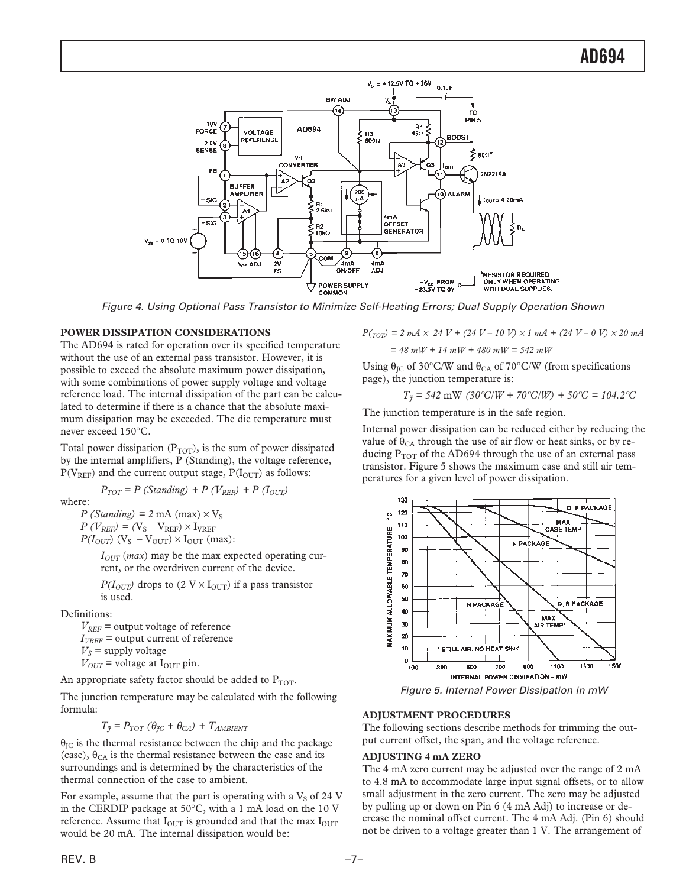Figure 4. Using Optional Pass Transistor to Minimize Self-Heating Errors; Dual Supply Operation Shown

## POWER DISSIPATION CONSIDERATIONS

The AD694 is rated for operation over its specified temperature without the use of an external pass transistor. However, it is possible to exceed the absolute maximum power dissipation, with some combinations of power supply voltage and voltage reference load. The internal dissipation of the part can be calculated to determine if there is a chance that the absolute maximum dissipation may be exceeded. The die temperature must never exceed 150°C.

Total power dissipation ($P_{TOT}$), is the sum of power dissipated by the internal amplifiers, P (Standing), the voltage reference, $P(V_{REF})$ and the current output stage, $P(I_{OUT})$ as follows:

$$P_{TOT} = P\ (Standing) + P\ (V_{REF}) + P\ (I_{OUT})$$

where:

$P\ (Standing) = 2$ mA (max) $\times V_S$

$P\ (V_{REF}) = (V_S - V_{REF}) \times I_{VREF}$

$P(I_{OUT})\ (V_S - V_{OUT}) \times I_{OUT}$ (max):

$I_{OUT}$ (*max*) may be the max expected operating current, or the overdriven current of the device.

$P(I_{OUT})$ drops to ($2\ V \times I_{OUT}$) if a pass transistor is used.

Definitions:

$V_{REF}$ = output voltage of reference

$I_{VREF}$ = output current of reference

$V_S$ = supply voltage

$V_{OUT}$ = voltage at $I_{OUT}$ pin.

An appropriate safety factor should be added to $P_{TOT}$.

The junction temperature may be calculated with the following formula:

$$T_J = P_{TOT}\ (\theta_{JC} + \theta_{CA}) + T_{AMBIENT}$$

$\theta_{JC}$ is the thermal resistance between the chip and the package (case), $\theta_{CA}$ is the thermal resistance between the case and its surroundings and is determined by the characteristics of the thermal connection of the case to ambient.

For example, assume that the part is operating with a $V_S$ of 24 V in the CERDIP package at 50°C, with a 1 mA load on the 10 V reference. Assume that $I_{OUT}$ is grounded and that the max $I_{OUT}$ would be 20 mA. The internal dissipation would be:

$$P_{(TOT)} = 2\ mA \times 24\ V + (24\ V - 10\ V) \times 1\ mA + (24\ V - 0\ V) \times 20\ mA$$

$$= 48\ mW + 14\ mW + 480\ mW = 542\ mW$$

Using $\theta_{JC}$ of 30°C/W and $\theta_{CA}$ of 70°C/W (from specifications page), the junction temperature is:

$$T_J = 542\ \text{mW}\ (30°C/W + 70°C/W) + 50°C = 104.2°C$$

The junction temperature is in the safe region.

Internal power dissipation can be reduced either by reducing the value of $\theta_{CA}$ through the use of air flow or heat sinks, or by reducing $P_{TOT}$ of the AD694 through the use of an external pass transistor. Figure 5 shows the maximum case and still air temperatures for a given level of power dissipation.

Figure 5. Internal Power Dissipation in mW

## ADJUSTMENT PROCEDURES

The following sections describe methods for trimming the output current offset, the span, and the voltage reference.

### ADJUSTING 4 mA ZERO

The 4 mA zero current may be adjusted over the range of 2 mA to 4.8 mA to accommodate large input signal offsets, or to allow small adjustment in the zero current. The zero may be adjusted by pulling up or down on Pin 6 (4 mA Adj) to increase or decrease the nominal offset current. The 4 mA Adj. (Pin 6) should not be driven to a voltage greater than 1 V. The arrangement of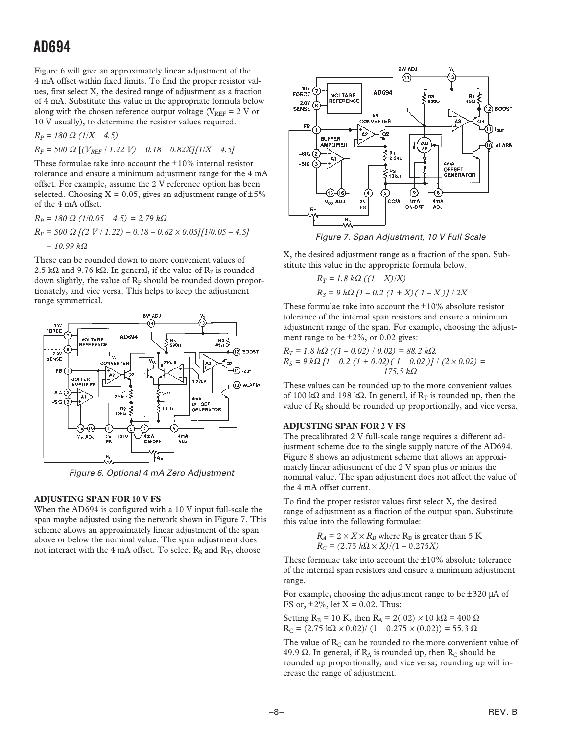Figure 6 will give an approximately linear adjustment of the 4 mA offset within fixed limits. To find the proper resistor values, first select X, the desired range of adjustment as a fraction of 4 mA. Substitute this value in the appropriate formula below along with the chosen reference output voltage ($V_{REF}$ = 2 V or 10 V usually), to determine the resistor values required.

$$R_P = 180\ \Omega\ (1/X - 4.5)$$

$$R_F = 500\ \Omega\ [(V_{REF} / 1.22\ V) - 0.18 - 0.82X][1/X - 4.5]$$

These formulae take into account the ±10% internal resistor tolerance and ensure a minimum adjustment range for the 4 mA offset. For example, assume the 2 V reference option has been selected. Choosing X = 0.05, gives an adjustment range of ±5% of the 4 mA offset.

$$R_P = 180\ \Omega\ (1/0.05 - 4.5) = 2.79\ k\Omega$$

$$R_F = 500\ \Omega\ [(2\ V / 1.22) - 0.18 - 0.82 \times 0.05][1/0.05 - 4.5] = 10.99\ k\Omega$$

These can be rounded down to more convenient values of 2.5 kΩ and 9.76 kΩ. In general, if the value of $R_P$ is rounded down slightly, the value of $R_F$ should be rounded down proportionately, and vice versa. This helps to keep the adjustment range symmetrical.

Figure 6. Optional 4 mA Zero Adjustment

**ADJUSTING SPAN FOR 10 V FS**

When the AD694 is configured with a 10 V input full-scale the span maybe adjusted using the network shown in Figure 7. This scheme allows an approximately linear adjustment of the span above or below the nominal value. The span adjustment does not interact with the 4 mA offset. To select $R_S$ and $R_T$, choose X, the desired adjustment range as a fraction of the span. Substitute this value in the appropriate formula below.

Figure 7. Span Adjustment, 10 V Full Scale

$$R_T = 1.8\ k\Omega\ ((1 - X)/X)$$

$$R_S = 9\ k\Omega\ [1 - 0.2\ (1 + X)(1 - X)] / 2X$$

These formulae take into account the ±10% absolute resistor tolerance of the internal span resistors and ensure a minimum adjustment range of the span. For example, choosing the adjustment range to be ±2%, or 0.02 gives:

$$R_T = 1.8\ k\Omega\ ((1 - 0.02) / 0.02) = 88.2\ k\Omega.$$

$$R_S = 9\ k\Omega\ [1 - 0.2\ (1 + 0.02)(1 - 0.02)] / (2 \times 0.02) = 175.5\ k\Omega$$

These values can be rounded up to the more convenient values of 100 kΩ and 198 kΩ. In general, if $R_T$ is rounded up, then the value of $R_S$ should be rounded up proportionally, and vice versa.

**ADJUSTING SPAN FOR 2 V FS**

The precalibrated 2 V full-scale range requires a different adjustment scheme due to the single supply nature of the AD694. Figure 8 shows an adjustment scheme that allows an approximately linear adjustment of the 2 V span plus or minus the nominal value. The span adjustment does not affect the value of the 4 mA offset current.

To find the proper resistor values first select X, the desired range of adjustment as a fraction of the output span. Substitute this value into the following formulae:

$$R_A = 2 \times X \times R_B \text{ where } R_B \text{ is greater than 5 K}$$

$$R_C = (2.75\ k\Omega \times X)/(1 - 0.275X)$$

These formulae take into account the ±10% absolute tolerance of the internal span resistors and ensure a minimum adjustment range.

For example, choosing the adjustment range to be ±320 μA of FS or, ±2%, let X = 0.02. Thus:

Setting $R_B$ = 10 K, then $R_A$ = 2(.02) × 10 kΩ = 400 Ω
$R_C$ = (2.75 kΩ × 0.02)/ (1 – 0.275 × (0.02)) = 55.3 Ω

The value of $R_C$ can be rounded to the more convenient value of 49.9 Ω. In general, if $R_A$ is rounded up, then $R_C$ should be rounded up proportionally, and vice versa; rounding up will increase the range of adjustment.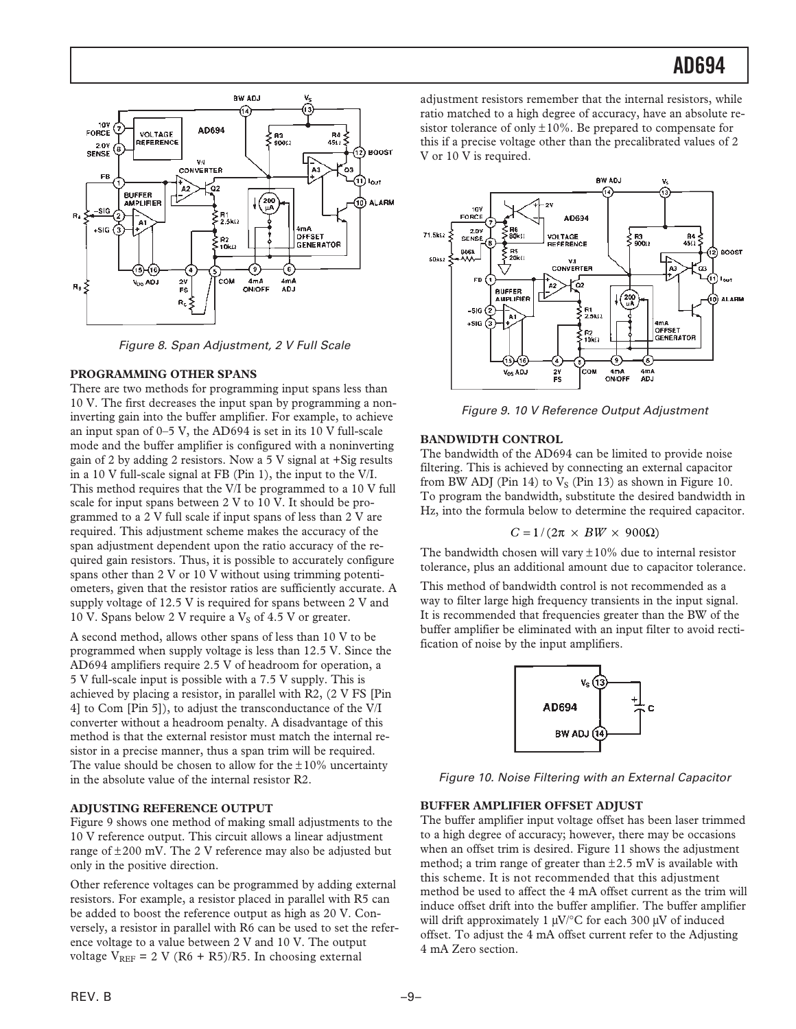Figure 8. Span Adjustment, 2 V Full Scale

**PROGRAMMING OTHER SPANS**

There are two methods for programming input spans less than 10 V. The first decreases the input span by programming a noninverting gain into the buffer amplifier. For example, to achieve an input span of 0–5 V, the AD694 is set in its 10 V full-scale mode and the buffer amplifier is configured with a noninverting gain of 2 by adding 2 resistors. Now a 5 V signal at +Sig results in a 10 V full-scale signal at FB (Pin 1), the input to the V/I. This method requires that the V/I be programmed to a 10 V full scale for input spans between 2 V to 10 V. It should be programmed to a 2 V full scale if input spans of less than 2 V are required. This adjustment scheme makes the accuracy of the span adjustment dependent upon the ratio accuracy of the required gain resistors. Thus, it is possible to accurately configure spans other than 2 V or 10 V without using trimming potentiometers, given that the resistor ratios are sufficiently accurate. A supply voltage of 12.5 V is required for spans between 2 V and 10 V. Spans below 2 V require a $V_S$ of 4.5 V or greater.

A second method, allows other spans of less than 10 V to be programmed when supply voltage is less than 12.5 V. Since the AD694 amplifiers require 2.5 V of headroom for operation, a 5 V full-scale input is possible with a 7.5 V supply. This is achieved by placing a resistor, in parallel with R2, (2 V FS [Pin 4] to Com [Pin 5]), to adjust the transconductance of the V/I converter without a headroom penalty. A disadvantage of this method is that the external resistor must match the internal resistor in a precise manner, thus a span trim will be required. The value should be chosen to allow for the ±10% uncertainty in the absolute value of the internal resistor R2.

**ADJUSTING REFERENCE OUTPUT**

Figure 9 shows one method of making small adjustments to the 10 V reference output. This circuit allows a linear adjustment range of ±200 mV. The 2 V reference may also be adjusted but only in the positive direction.

Other reference voltages can be programmed by adding external resistors. For example, a resistor placed in parallel with R5 can be added to boost the reference output as high as 20 V. Conversely, a resistor in parallel with R6 can be used to set the reference voltage to a value between 2 V and 10 V. The output voltage $V_{REF}$ = 2 V (R6 + R5)/R5. In choosing external adjustment resistors remember that the internal resistors, while ratio matched to a high degree of accuracy, have an absolute resistor tolerance of only ±10%. Be prepared to compensate for this if a precise voltage other than the precalibrated values of 2 V or 10 V is required.

Figure 9. 10 V Reference Output Adjustment

**BANDWIDTH CONTROL**

The bandwidth of the AD694 can be limited to provide noise filtering. This is achieved by connecting an external capacitor from BW ADJ (Pin 14) to $V_S$ (Pin 13) as shown in Figure 10. To program the bandwidth, substitute the desired bandwidth in Hz, into the formula below to determine the required capacitor.

$$C = 1/(2\pi \times BW \times 900\Omega)$$

The bandwidth chosen will vary ±10% due to internal resistor tolerance, plus an additional amount due to capacitor tolerance.

This method of bandwidth control is not recommended as a way to filter large high frequency transients in the input signal. It is recommended that frequencies greater than the BW of the buffer amplifier be eliminated with an input filter to avoid rectification of noise by the input amplifiers.

Figure 10. Noise Filtering with an External Capacitor

**BUFFER AMPLIFIER OFFSET ADJUST**

The buffer amplifier input voltage offset has been laser trimmed to a high degree of accuracy; however, there may be occasions when an offset trim is desired. Figure 11 shows the adjustment method; a trim range of greater than ±2.5 mV is available with this scheme. It is not recommended that this adjustment method be used to affect the 4 mA offset current as the trim will induce offset drift into the buffer amplifier. The buffer amplifier will drift approximately 1 μV/°C for each 300 μV of induced offset. To adjust the 4 mA offset current refer to the Adjusting 4 mA Zero section.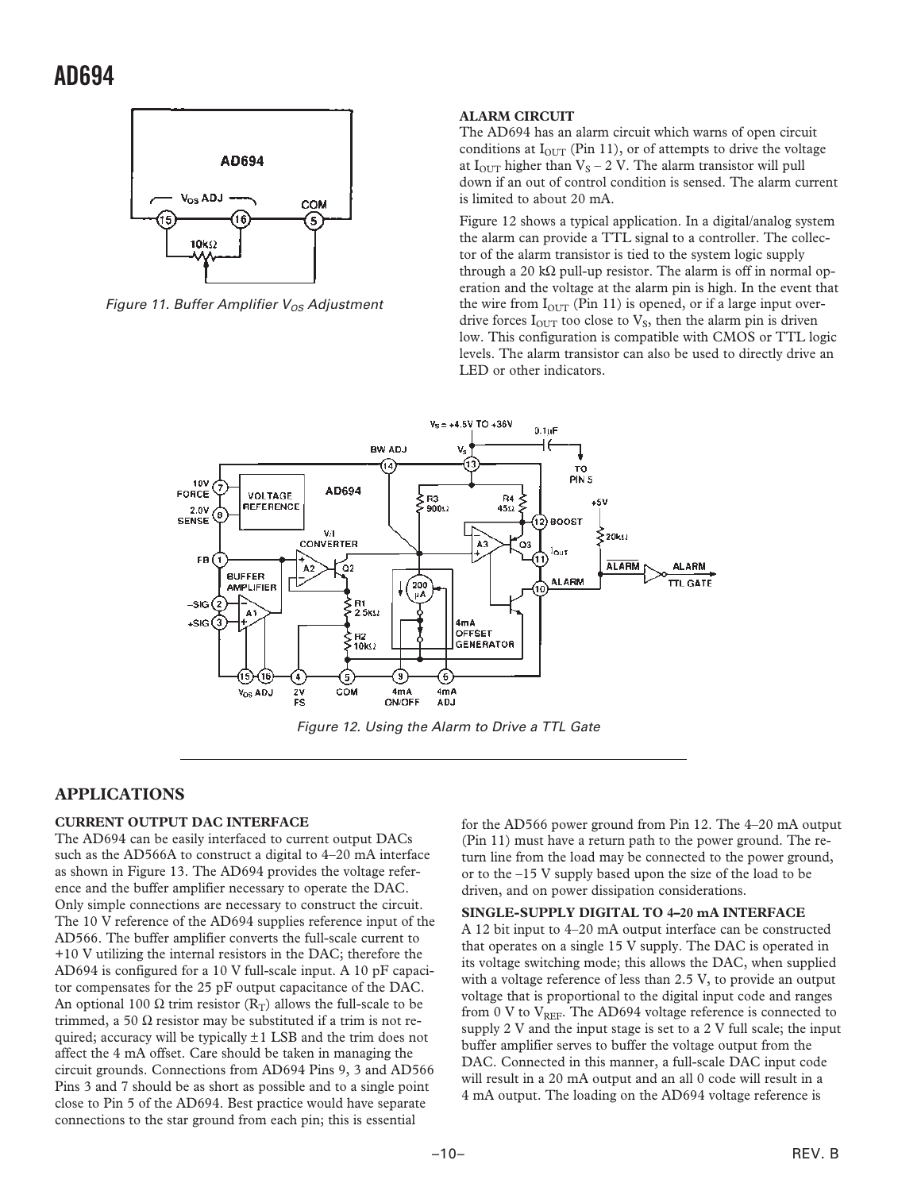Figure 11. Buffer Amplifier $V_{OS}$ Adjustment

**ALARM CIRCUIT**

The AD694 has an alarm circuit which warns of open circuit conditions at $I_{OUT}$ (Pin 11), or of attempts to drive the voltage at $I_{OUT}$ higher than $V_S$ – 2 V. The alarm transistor will pull down if an out of control condition is sensed. The alarm current is limited to about 20 mA.

Figure 12 shows a typical application. In a digital/analog system the alarm can provide a TTL signal to a controller. The collector of the alarm transistor is tied to the system logic supply through a 20 kΩ pull-up resistor. The alarm is off in normal operation and the voltage at the alarm pin is high. In the event that the wire from $I_{OUT}$ (Pin 11) is opened, or if a large input overdrive forces $I_{OUT}$ too close to $V_S$, then the alarm pin is driven low. This configuration is compatible with CMOS or TTL logic levels. The alarm transistor can also be used to directly drive an LED or other indicators.

Figure 12. Using the Alarm to Drive a TTL Gate

## APPLICATIONS

**CURRENT OUTPUT DAC INTERFACE**

The AD694 can be easily interfaced to current output DACs such as the AD566A to construct a digital to 4–20 mA interface as shown in Figure 13. The AD694 provides the voltage reference and the buffer amplifier necessary to operate the DAC. Only simple connections are necessary to construct the circuit. The 10 V reference of the AD694 supplies reference input of the AD566. The buffer amplifier converts the full-scale current to +10 V utilizing the internal resistors in the DAC; therefore the AD694 is configured for a 10 V full-scale input. A 10 pF capacitor compensates for the 25 pF output capacitance of the DAC. An optional 100 Ω trim resistor ($R_T$) allows the full-scale to be trimmed, a 50 Ω resistor may be substituted if a trim is not required; accuracy will be typically ±1 LSB and the trim does not affect the 4 mA offset. Care should be taken in managing the circuit grounds. Connections from AD694 Pins 9, 3 and AD566 Pins 3 and 7 should be as short as possible and to a single point close to Pin 5 of the AD694. Best practice would have separate connections to the star ground from each pin; this is essential for the AD566 power ground from Pin 12. The 4–20 mA output (Pin 11) must have a return path to the power ground. The return line from the load may be connected to the power ground, or to the –15 V supply based upon the size of the load to be driven, and on power dissipation considerations.

**SINGLE-SUPPLY DIGITAL TO 4–20 mA INTERFACE**

A 12 bit input to 4–20 mA output interface can be constructed that operates on a single 15 V supply. The DAC is operated in its voltage switching mode; this allows the DAC, when supplied with a voltage reference of less than 2.5 V, to provide an output voltage that is proportional to the digital input code and ranges from 0 V to $V_{REF}$. The AD694 voltage reference is connected to supply 2 V and the input stage is set to a 2 V full scale; the input buffer amplifier serves to buffer the voltage output from the DAC. Connected in this manner, a full-scale DAC input code will result in a 20 mA output and an all 0 code will result in a 4 mA output. The loading on the AD694 voltage reference is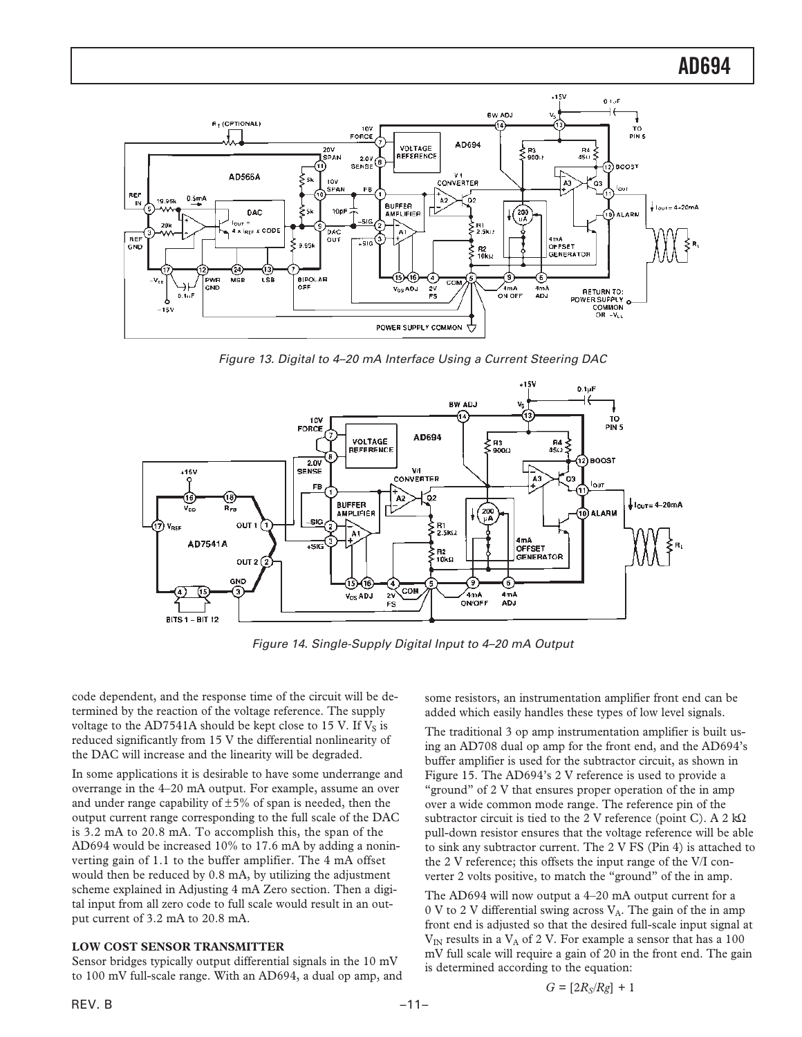Figure 13. Digital to 4–20 mA Interface Using a Current Steering DAC

Figure 14. Single-Supply Digital Input to 4–20 mA Output

code dependent, and the response time of the circuit will be determined by the reaction of the voltage reference. The supply voltage to the AD7541A should be kept close to 15 V. If $V_S$ is reduced significantly from 15 V the differential nonlinearity of the DAC will increase and the linearity will be degraded.

In some applications it is desirable to have some underrange and overrange in the 4–20 mA output. For example, assume an over and under range capability of ±5% of span is needed, then the output current range corresponding to the full scale of the DAC is 3.2 mA to 20.8 mA. To accomplish this, the span of the AD694 would be increased 10% to 17.6 mA by adding a noninverting gain of 1.1 to the buffer amplifier. The 4 mA offset would then be reduced by 0.8 mA, by utilizing the adjustment scheme explained in Adjusting 4 mA Zero section. Then a digital input from all zero code to full scale would result in an output current of 3.2 mA to 20.8 mA.

**LOW COST SENSOR TRANSMITTER**

Sensor bridges typically output differential signals in the 10 mV to 100 mV full-scale range. With an AD694, a dual op amp, and some resistors, an instrumentation amplifier front end can be added which easily handles these types of low level signals.

The traditional 3 op amp instrumentation amplifier is built using an AD708 dual op amp for the front end, and the AD694's buffer amplifier is used for the subtractor circuit, as shown in Figure 15. The AD694's 2 V reference is used to provide a "ground" of 2 V that ensures proper operation of the in amp over a wide common mode range. The reference pin of the subtractor circuit is tied to the 2 V reference (point C). A 2 kΩ pull-down resistor ensures that the voltage reference will be able to sink any subtractor current. The 2 V FS (Pin 4) is attached to the 2 V reference; this offsets the input range of the V/I converter 2 volts positive, to match the "ground" of the in amp.

The AD694 will now output a 4–20 mA output current for a 0 V to 2 V differential swing across $V_A$. The gain of the in amp front end is adjusted so that the desired full-scale input signal at $V_{IN}$ results in a $V_A$ of 2 V. For example a sensor that has a 100 mV full scale will require a gain of 20 in the front end. The gain is determined according to the equation:

$$G = [2R_S/Rg] + 1$$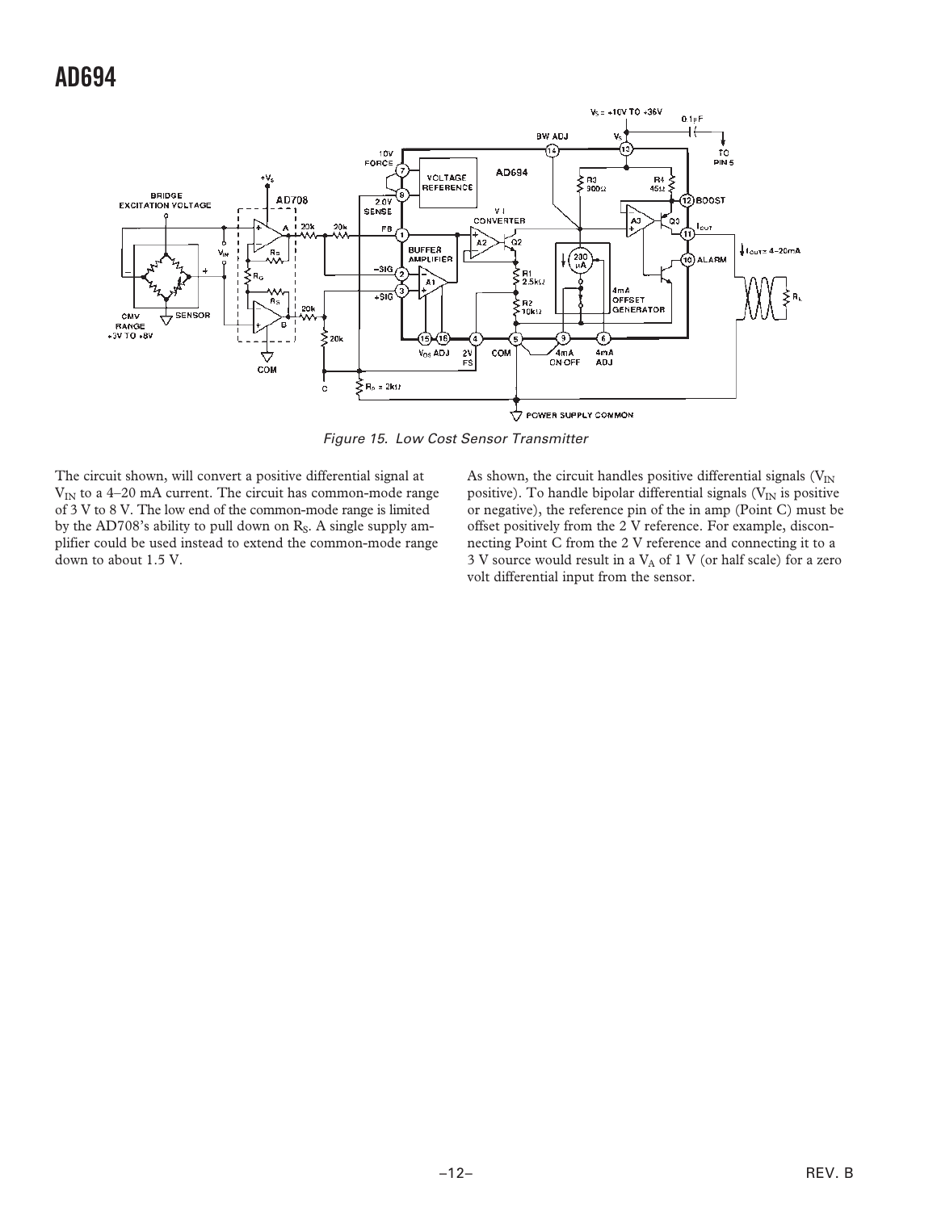Figure 15. Low Cost Sensor Transmitter

The circuit shown, will convert a positive differential signal at $V_{IN}$ to a 4–20 mA current. The circuit has common-mode range of 3 V to 8 V. The low end of the common-mode range is limited by the AD708's ability to pull down on $R_S$. A single supply amplifier could be used instead to extend the common-mode range down to about 1.5 V.

As shown, the circuit handles positive differential signals ($V_{IN}$ positive). To handle bipolar differential signals ($V_{IN}$ is positive or negative), the reference pin of the in amp (Point C) must be offset positively from the 2 V reference. For example, disconnecting Point C from the 2 V reference and connecting it to a 3 V source would result in a $V_A$ of 1 V (or half scale) for a zero volt differential input from the sensor.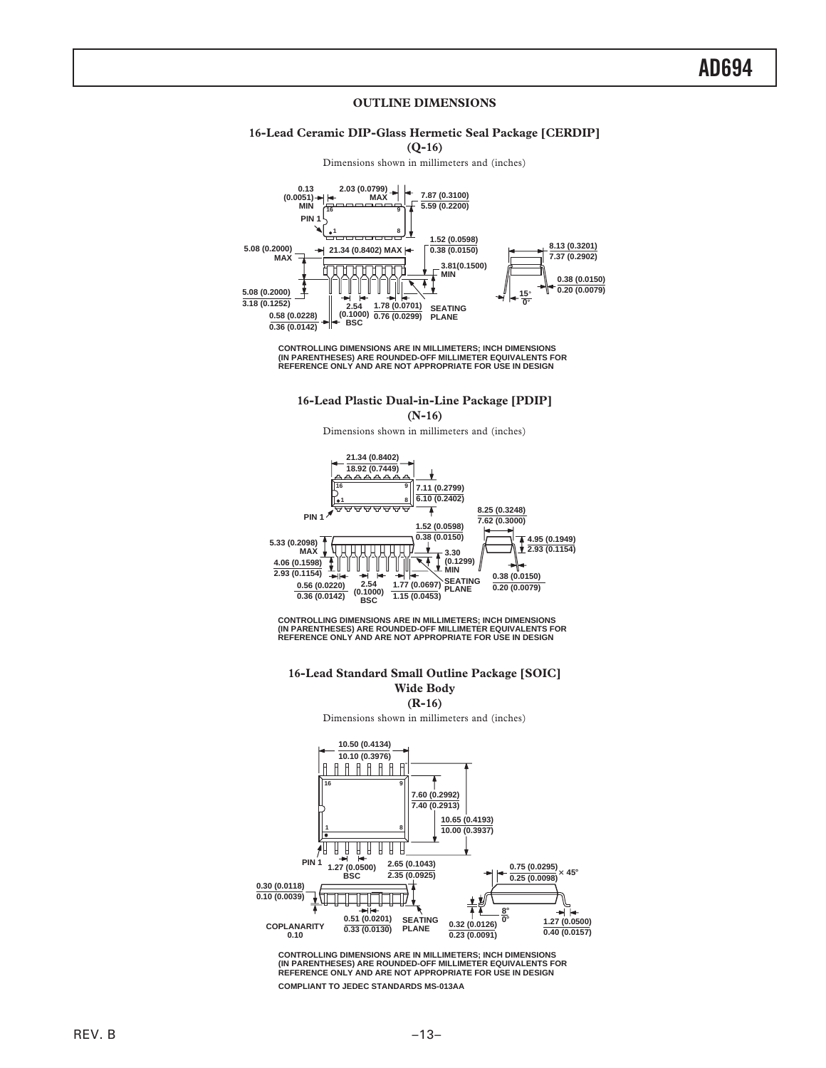## OUTLINE DIMENSIONS

### 16-Lead Ceramic DIP-Glass Hermetic Seal Package [CERDIP] (Q-16)

Dimensions shown in millimeters and (inches)

CONTROLLING DIMENSIONS ARE IN MILLIMETERS; INCH DIMENSIONS (IN PARENTHESES) ARE ROUNDED-OFF MILLIMETER EQUIVALENTS FOR REFERENCE ONLY AND ARE NOT APPROPRIATE FOR USE IN DESIGN

### 16-Lead Plastic Dual-in-Line Package [PDIP] (N-16)

Dimensions shown in millimeters and (inches)

CONTROLLING DIMENSIONS ARE IN MILLIMETERS; INCH DIMENSIONS (IN PARENTHESES) ARE ROUNDED-OFF MILLIMETER EQUIVALENTS FOR REFERENCE ONLY AND ARE NOT APPROPRIATE FOR USE IN DESIGN

### 16-Lead Standard Small Outline Package [SOIC] Wide Body (R-16)

Dimensions shown in millimeters and (inches)

CONTROLLING DIMENSIONS ARE IN MILLIMETERS; INCH DIMENSIONS (IN PARENTHESES) ARE ROUNDED-OFF MILLIMETER EQUIVALENTS FOR REFERENCE ONLY AND ARE NOT APPROPRIATE FOR USE IN DESIGN

COMPLIANT TO JEDEC STANDARDS MS-013AA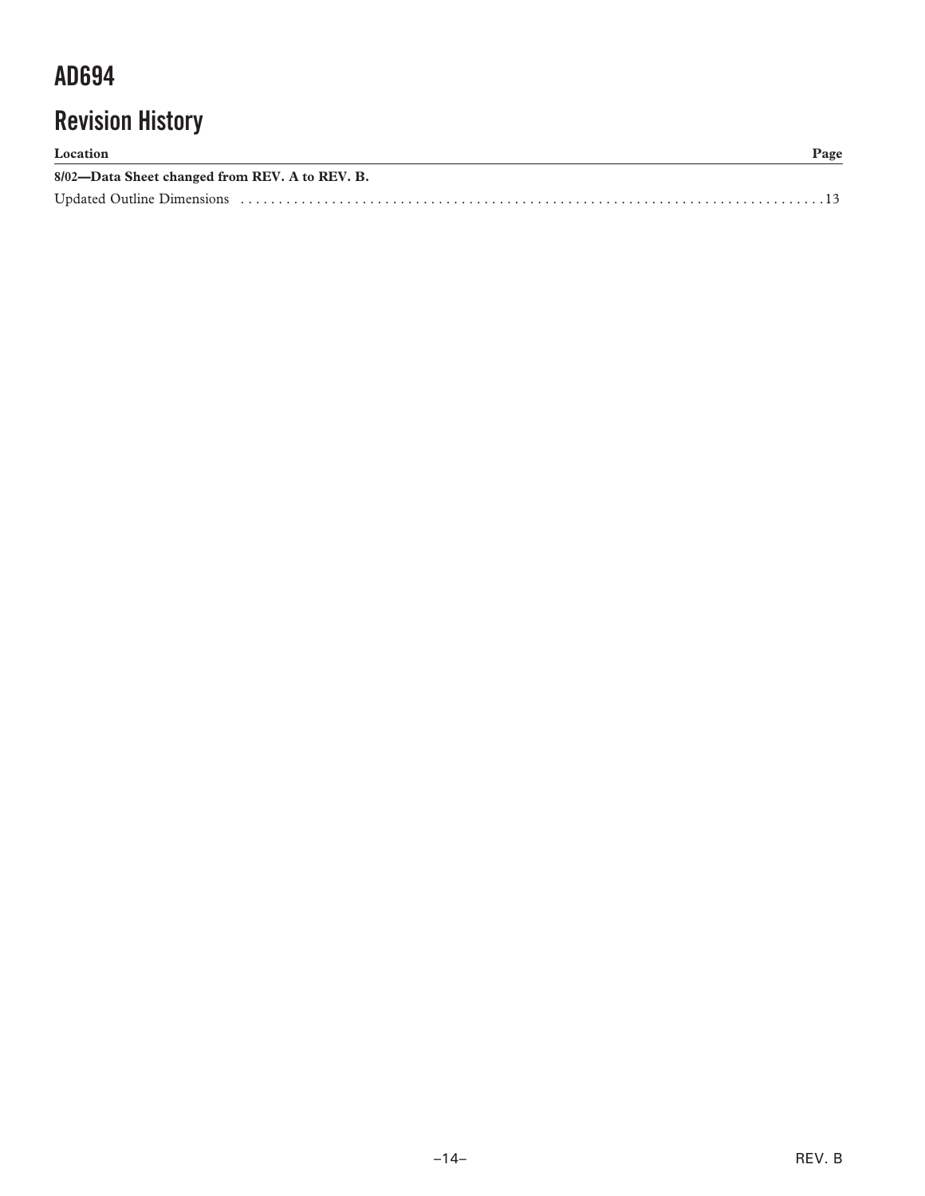## Revision History

| Location | Page |
| --- | --- |
| **8/02—Data Sheet changed from REV. A to REV. B.** | |
| Updated Outline Dimensions | 13 |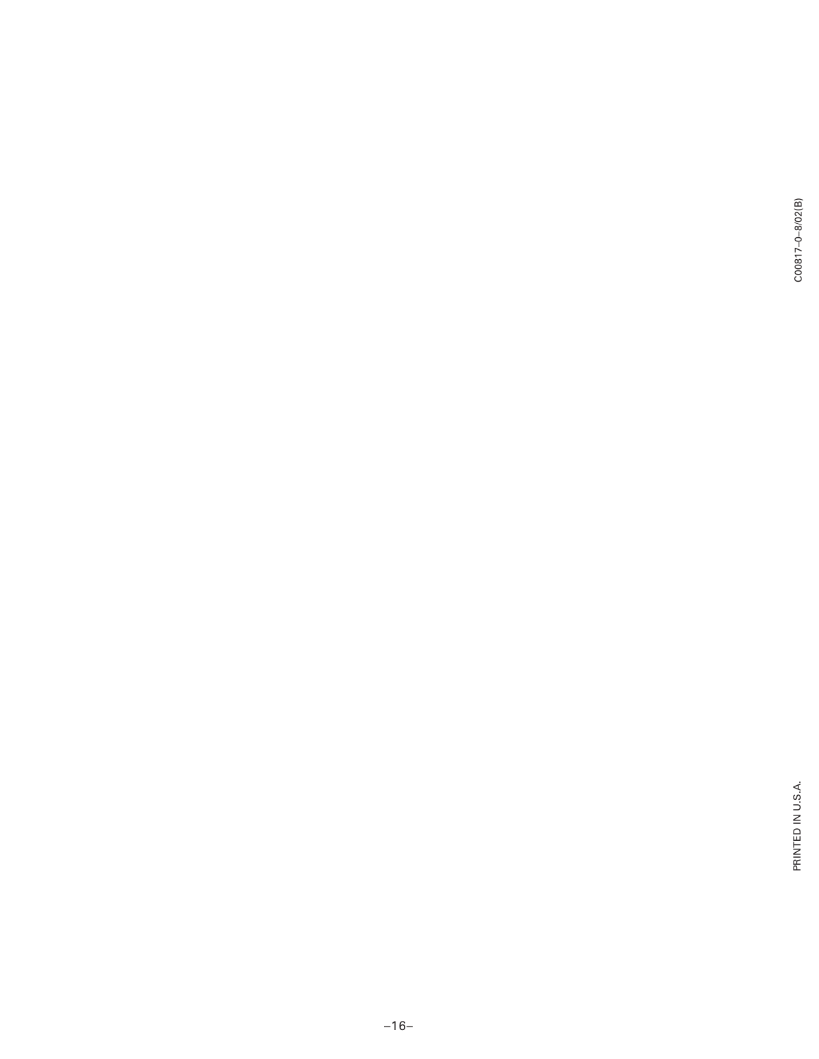C00817–0–8/02(B)

PRINTED IN U.S.A.